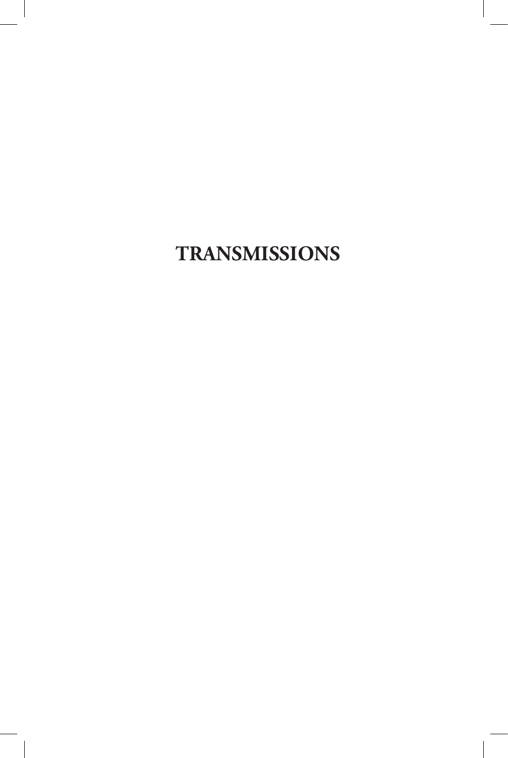# TRANSMISSIONS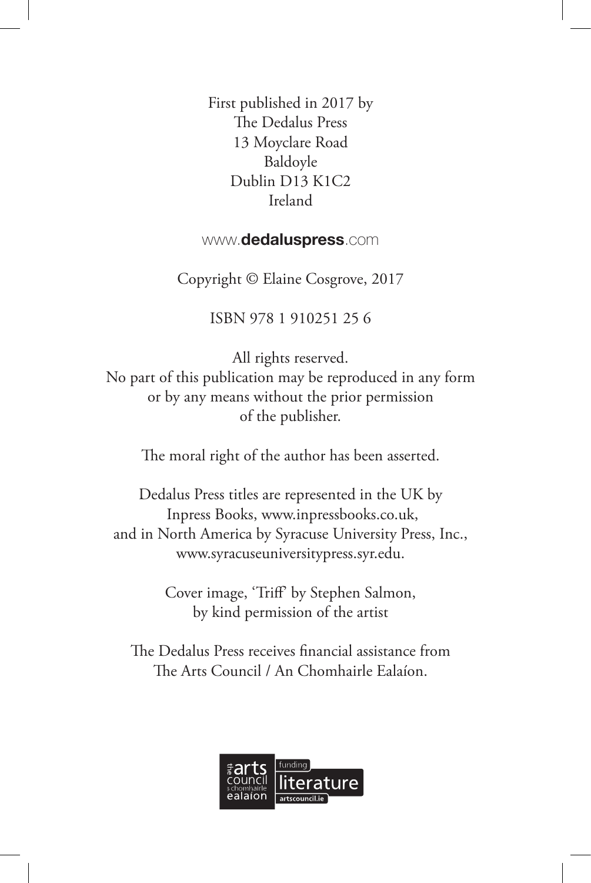First published in 2017 by
The Dedalus Press
13 Moyclare Road
Baldoyle
Dublin D13 K1C2
Ireland

www.**dedaluspress**.com

Copyright © Elaine Cosgrove, 2017

ISBN 978 1 910251 25 6

All rights reserved.
No part of this publication may be reproduced in any form or by any means without the prior permission of the publisher.

The moral right of the author has been asserted.

Dedalus Press titles are represented in the UK by Inpress Books, www.inpressbooks.co.uk, and in North America by Syracuse University Press, Inc., www.syracuseuniversitypress.syr.edu.

Cover image, 'Triff' by Stephen Salmon, by kind permission of the artist

The Dedalus Press receives financial assistance from The Arts Council / An Chomhairle Ealaíon.

the arts council an chomhairle ealaíon | funding literature | artscouncil.ie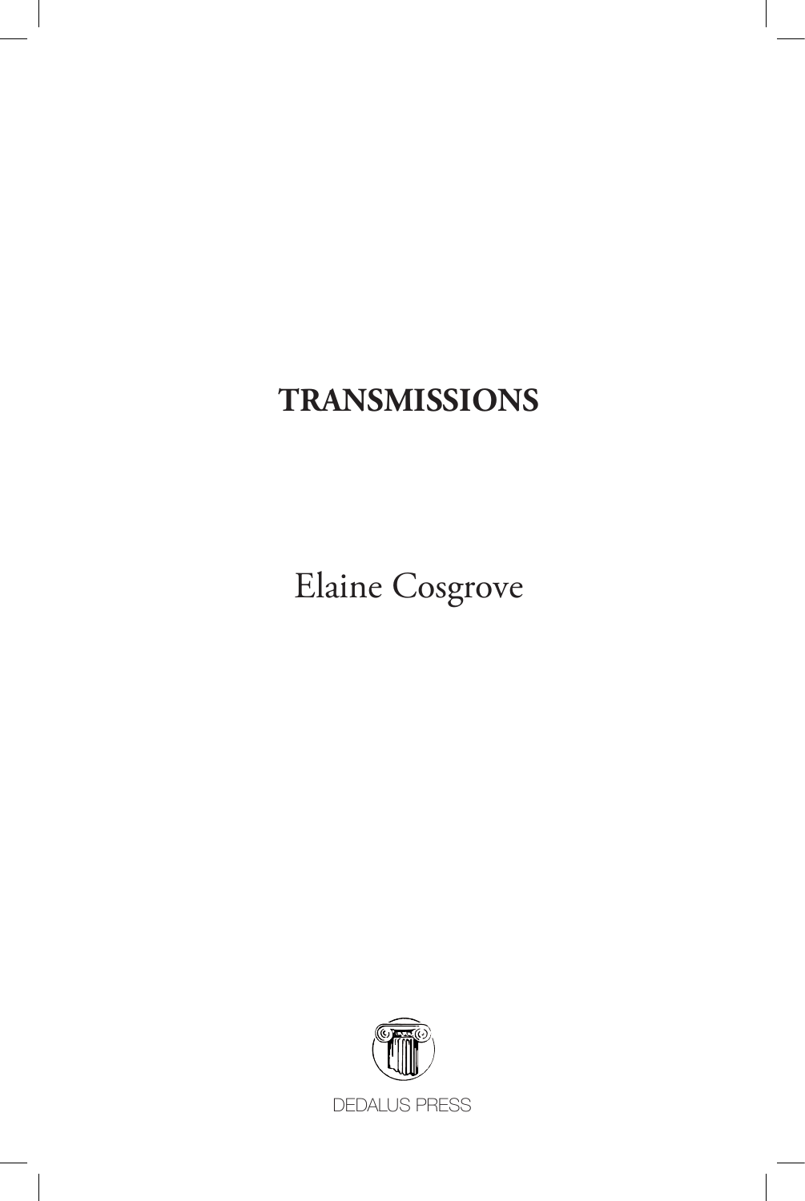# TRANSMISSIONS

Elaine Cosgrove

DEDALUS PRESS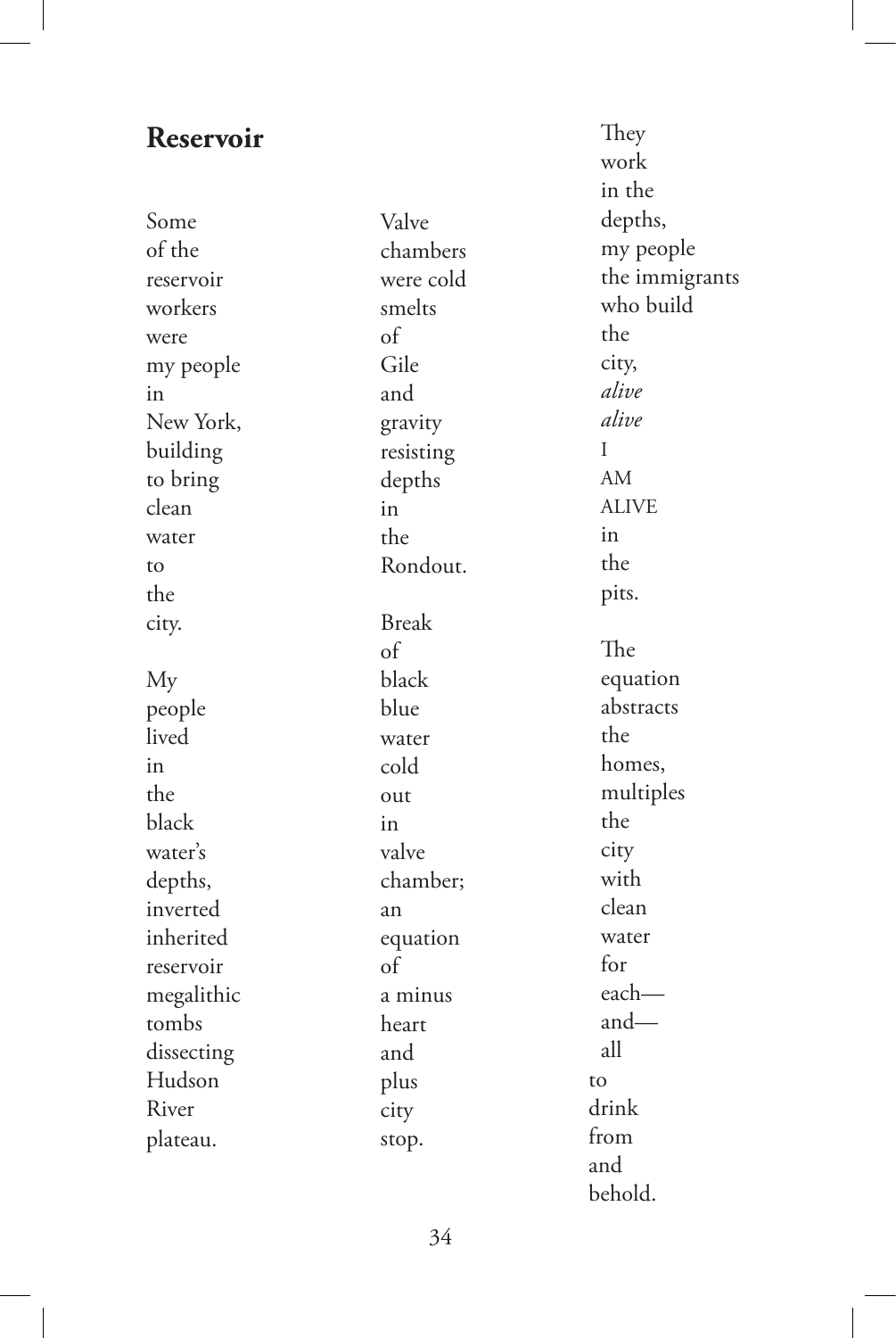## Reservoir

Some  
of the  
reservoir  
workers  
were  
my people  
in  
New York,  
building  
to bring  
clean  
water  
to  
the  
city.

My  
people  
lived  
in  
the  
black  
water's  
depths,  
inverted  
inherited  
reservoir  
megalithic  
tombs  
dissecting  
Hudson  
River  
plateau.

Valve  
chambers  
were cold  
smelts  
of  
Gile  
and  
gravity  
resisting  
depths  
in  
the  
Rondout.

Break  
of  
black  
blue  
water  
cold  
out  
in  
valve  
chamber;  
an  
equation  
of  
a minus  
heart  
and  
plus  
city  
stop.

They  
work  
in the  
depths,  
my people  
the immigrants  
who build  
the  
city,  
*alive*  
*alive*  
I  
AM  
ALIVE  
in  
the  
pits.

The  
equation  
abstracts  
the  
homes,  
multiples  
the  
city  
with  
clean  
water  
for  
each—  
and—  
all  
to  
drink  
from  
and  
behold.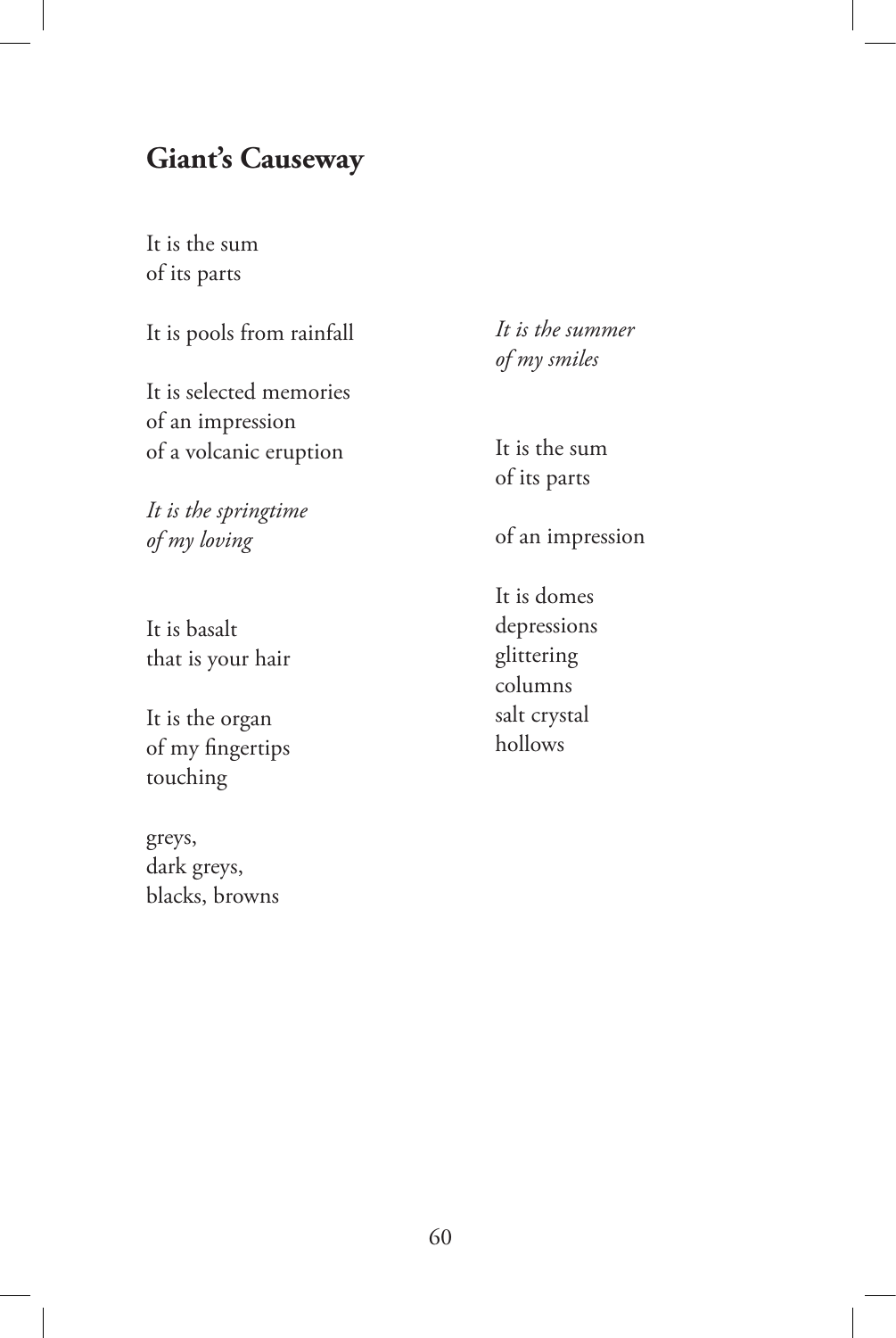## Giant's Causeway

It is the sum  
of its parts

It is pools from rainfall

It is selected memories  
of an impression  
of a volcanic eruption

*It is the springtime*  
*of my loving*

It is basalt  
that is your hair

It is the organ  
of my fingertips  
touching

greys,  
dark greys,  
blacks, browns

*It is the summer*  
*of my smiles*

It is the sum  
of its parts

of an impression

It is domes  
depressions  
glittering  
columns  
salt crystal  
hollows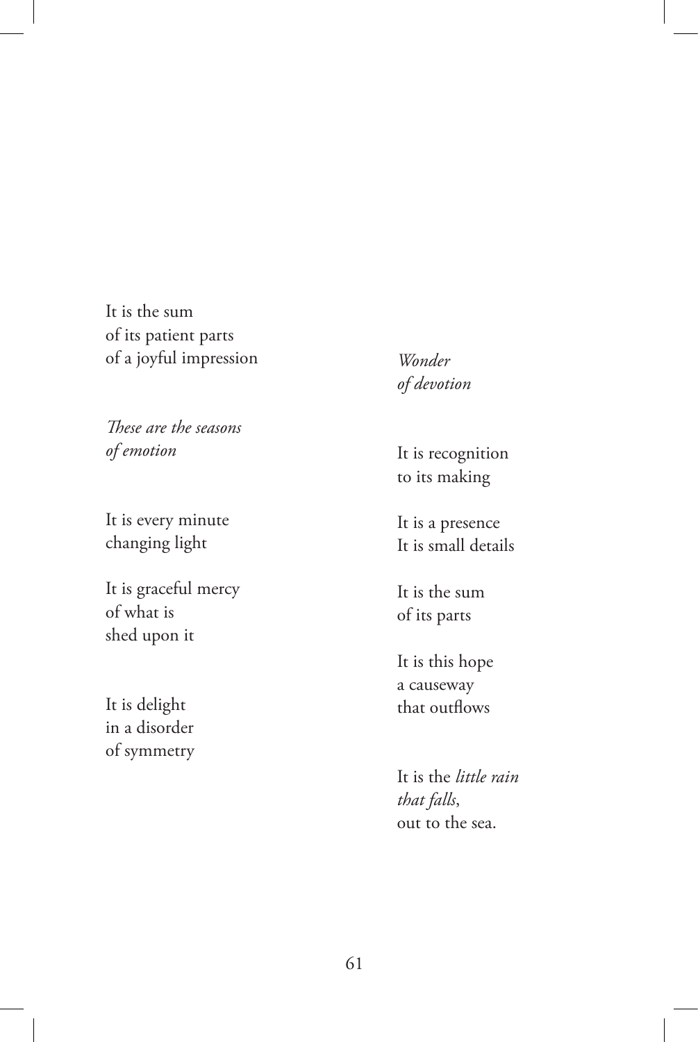It is the sum
of its patient parts
of a joyful impression

*These are the seasons
of emotion*

It is every minute
changing light

It is graceful mercy
of what is
shed upon it

It is delight
in a disorder
of symmetry

*Wonder
of devotion*

It is recognition
to its making

It is a presence
It is small details

It is the sum
of its parts

It is this hope
a causeway
that outflows

It is the *little rain
that falls*,
out to the sea.